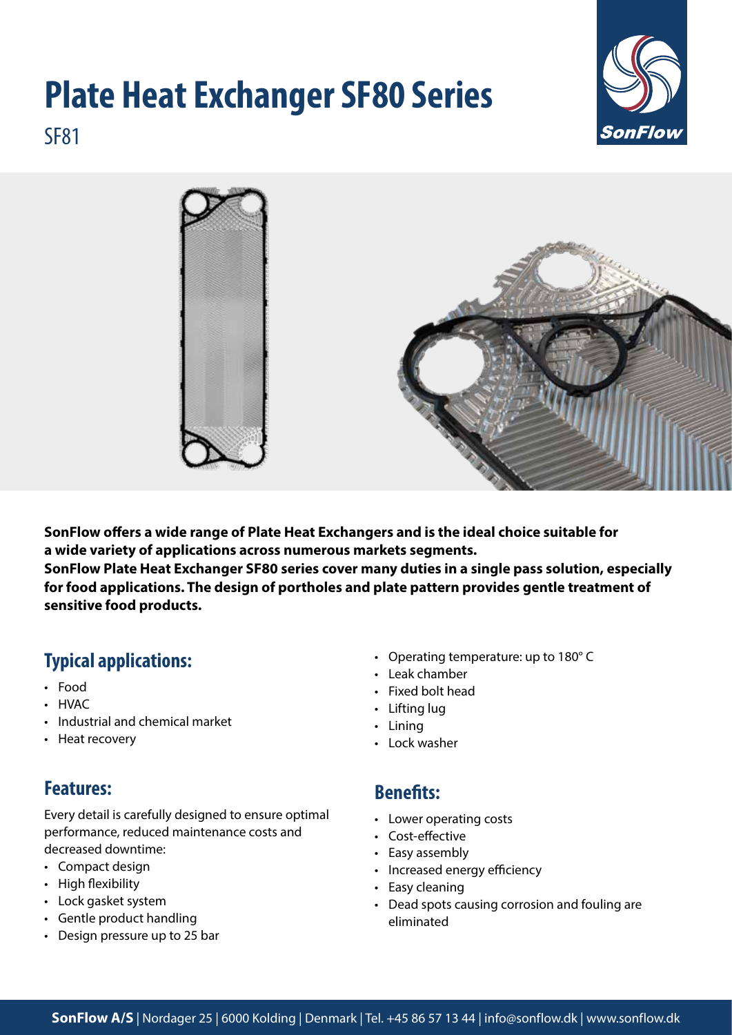# Plate Heat Exchanger SF80 Series

SF81

**SonFlow offers a wide range of Plate Heat Exchangers and is the ideal choice suitable for a wide variety of applications across numerous markets segments.**
**SonFlow Plate Heat Exchanger SF80 series cover many duties in a single pass solution, especially for food applications. The design of portholes and plate pattern provides gentle treatment of sensitive food products.**

## Typical applications:

- Food
- HVAC
- Industrial and chemical market
- Heat recovery

## Features:

Every detail is carefully designed to ensure optimal performance, reduced maintenance costs and decreased downtime:

- Compact design
- High flexibility
- Lock gasket system
- Gentle product handling
- Design pressure up to 25 bar
- Operating temperature: up to 180° C
- Leak chamber
- Fixed bolt head
- Lifting lug
- Lining
- Lock washer

## Benefits:

- Lower operating costs
- Cost-effective
- Easy assembly
- Increased energy efficiency
- Easy cleaning
- Dead spots causing corrosion and fouling are eliminated

**SonFlow A/S** | Nordager 25 | 6000 Kolding | Denmark | Tel. +45 86 57 13 44 | info@sonflow.dk | www.sonflow.dk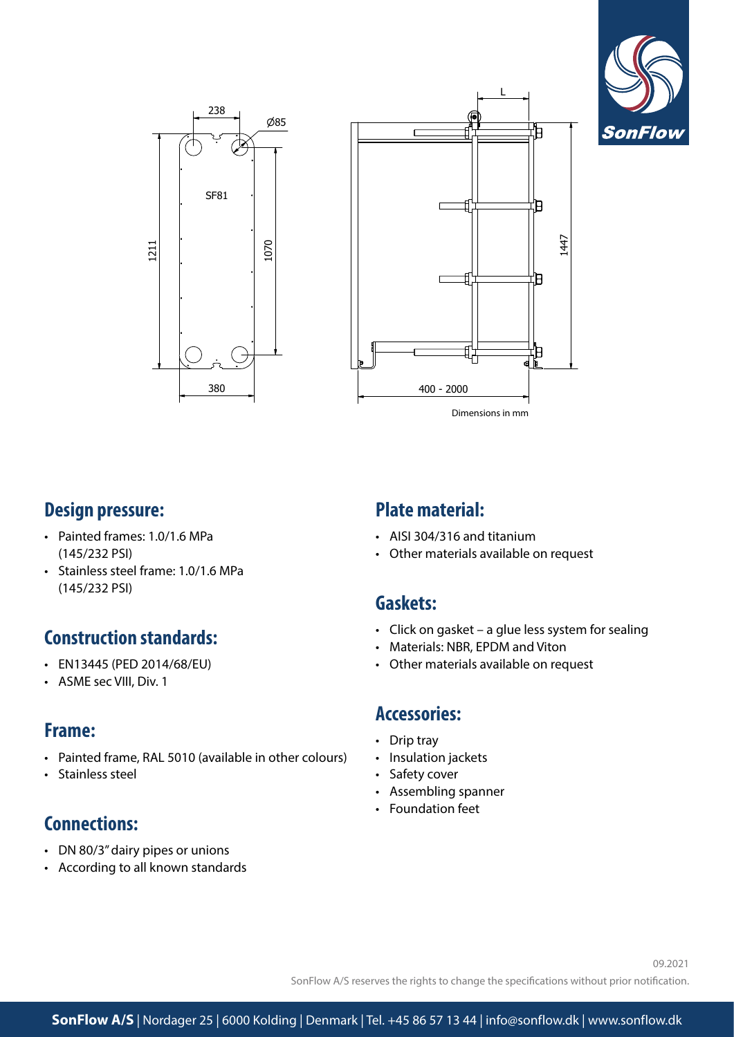238

Ø85

SF81

1211

1070

380

L

1447

400 - 2000

Dimensions in mm

## Design pressure:

- Painted frames: 1.0/1.6 MPa (145/232 PSI)
- Stainless steel frame: 1.0/1.6 MPa (145/232 PSI)

## Construction standards:

- EN13445 (PED 2014/68/EU)
- ASME sec VIII, Div. 1

## Frame:

- Painted frame, RAL 5010 (available in other colours)
- Stainless steel

## Connections:

- DN 80/3" dairy pipes or unions
- According to all known standards

## Plate material:

- AISI 304/316 and titanium
- Other materials available on request

## Gaskets:

- Click on gasket – a glue less system for sealing
- Materials: NBR, EPDM and Viton
- Other materials available on request

## Accessories:

- Drip tray
- Insulation jackets
- Safety cover
- Assembling spanner
- Foundation feet

09.2021

SonFlow A/S reserves the rights to change the specifications without prior notification.

**SonFlow A/S** | Nordager 25 | 6000 Kolding | Denmark | Tel. +45 86 57 13 44 | info@sonflow.dk | www.sonflow.dk